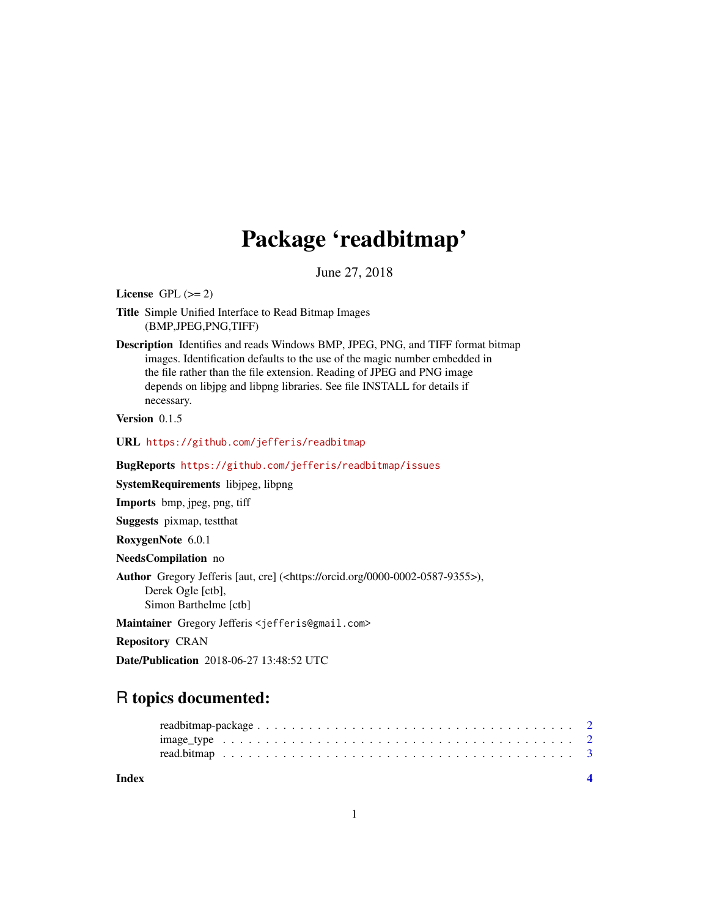# Package 'readbitmap'

June 27, 2018

**License** GPL (>= 2)

**Title** Simple Unified Interface to Read Bitmap Images (BMP,JPEG,PNG,TIFF)

**Description** Identifies and reads Windows BMP, JPEG, PNG, and TIFF format bitmap images. Identification defaults to the use of the magic number embedded in the file rather than the file extension. Reading of JPEG and PNG image depends on libjpg and libpng libraries. See file INSTALL for details if necessary.

**Version** 0.1.5

**URL** https://github.com/jefferis/readbitmap

**BugReports** https://github.com/jefferis/readbitmap/issues

**SystemRequirements** libjpeg, libpng

**Imports** bmp, jpeg, png, tiff

**Suggests** pixmap, testthat

**RoxygenNote** 6.0.1

**NeedsCompilation** no

**Author** Gregory Jefferis [aut, cre] (<https://orcid.org/0000-0002-0587-9355>), Derek Ogle [ctb], Simon Barthelme [ctb]

**Maintainer** Gregory Jefferis <jefferis@gmail.com>

**Repository** CRAN

**Date/Publication** 2018-06-27 13:48:52 UTC

## R topics documented:

readbitmap-package . . . . . . . . . . . . . . . . . . . . . . . . . . . . . . . . . . . 2
image_type . . . . . . . . . . . . . . . . . . . . . . . . . . . . . . . . . . . . . . . 2
read.bitmap . . . . . . . . . . . . . . . . . . . . . . . . . . . . . . . . . . . . . . 3

**Index** **4**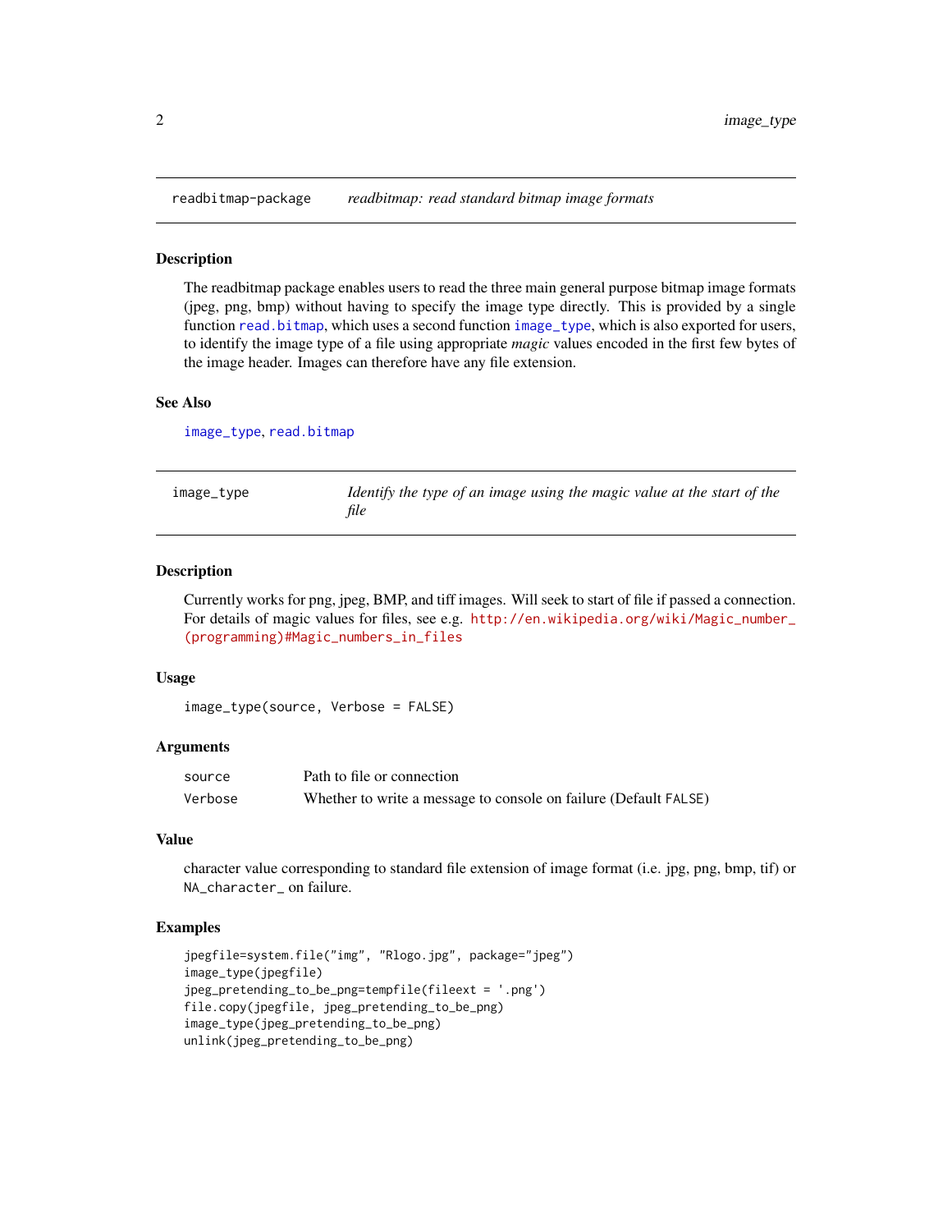## readbitmap-package — *readbitmap: read standard bitmap image formats*

### Description

The readbitmap package enables users to read the three main general purpose bitmap image formats (jpeg, png, bmp) without having to specify the image type directly. This is provided by a single function `read.bitmap`, which uses a second function `image_type`, which is also exported for users, to identify the image type of a file using appropriate *magic* values encoded in the first few bytes of the image header. Images can therefore have any file extension.

### See Also

`image_type`, `read.bitmap`

## image_type — *Identify the type of an image using the magic value at the start of the file*

### Description

Currently works for png, jpeg, BMP, and tiff images. Will seek to start of file if passed a connection. For details of magic values for files, see e.g. http://en.wikipedia.org/wiki/Magic_number_(programming)#Magic_numbers_in_files

### Usage

```
image_type(source, Verbose = FALSE)
```

### Arguments

| | |
|---|---|
| `source` | Path to file or connection |
| `Verbose` | Whether to write a message to console on failure (Default `FALSE`) |

### Value

character value corresponding to standard file extension of image format (i.e. jpg, png, bmp, tif) or `NA_character_` on failure.

### Examples

```
jpegfile=system.file("img", "Rlogo.jpg", package="jpeg")
image_type(jpegfile)
jpeg_pretending_to_be_png=tempfile(fileext = '.png')
file.copy(jpegfile, jpeg_pretending_to_be_png)
image_type(jpeg_pretending_to_be_png)
unlink(jpeg_pretending_to_be_png)
```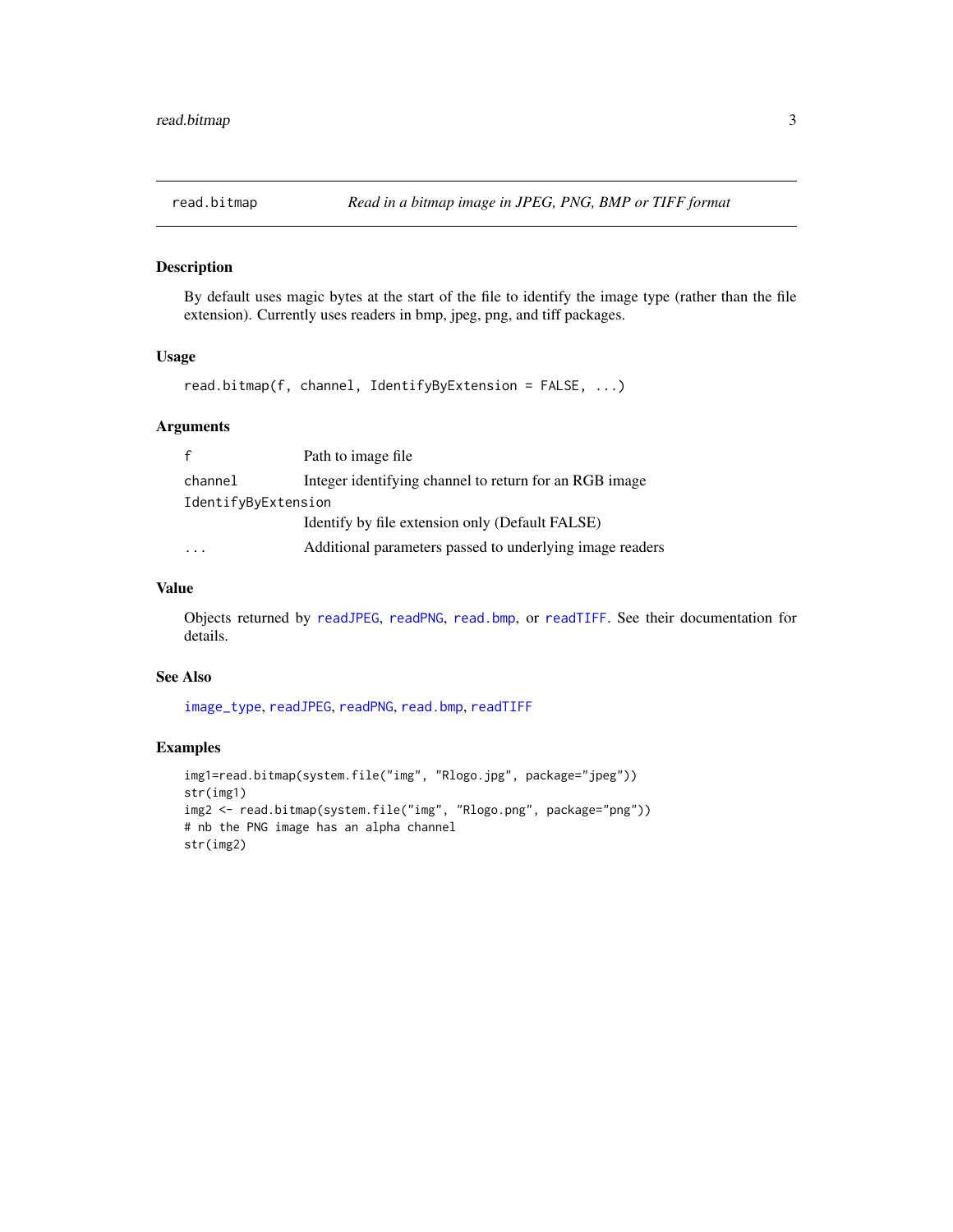## read.bitmap — *Read in a bitmap image in JPEG, PNG, BMP or TIFF format*

### Description

By default uses magic bytes at the start of the file to identify the image type (rather than the file extension). Currently uses readers in bmp, jpeg, png, and tiff packages.

### Usage

```
read.bitmap(f, channel, IdentifyByExtension = FALSE, ...)
```

### Arguments

| | |
|---|---|
| `f` | Path to image file |
| `channel` | Integer identifying channel to return for an RGB image |
| `IdentifyByExtension` | Identify by file extension only (Default FALSE) |
| `...` | Additional parameters passed to underlying image readers |

### Value

Objects returned by `readJPEG`, `readPNG`, `read.bmp`, or `readTIFF`. See their documentation for details.

### See Also

`image_type`, `readJPEG`, `readPNG`, `read.bmp`, `readTIFF`

### Examples

```
img1=read.bitmap(system.file("img", "Rlogo.jpg", package="jpeg"))
str(img1)
img2 <- read.bitmap(system.file("img", "Rlogo.png", package="png"))
# nb the PNG image has an alpha channel
str(img2)
```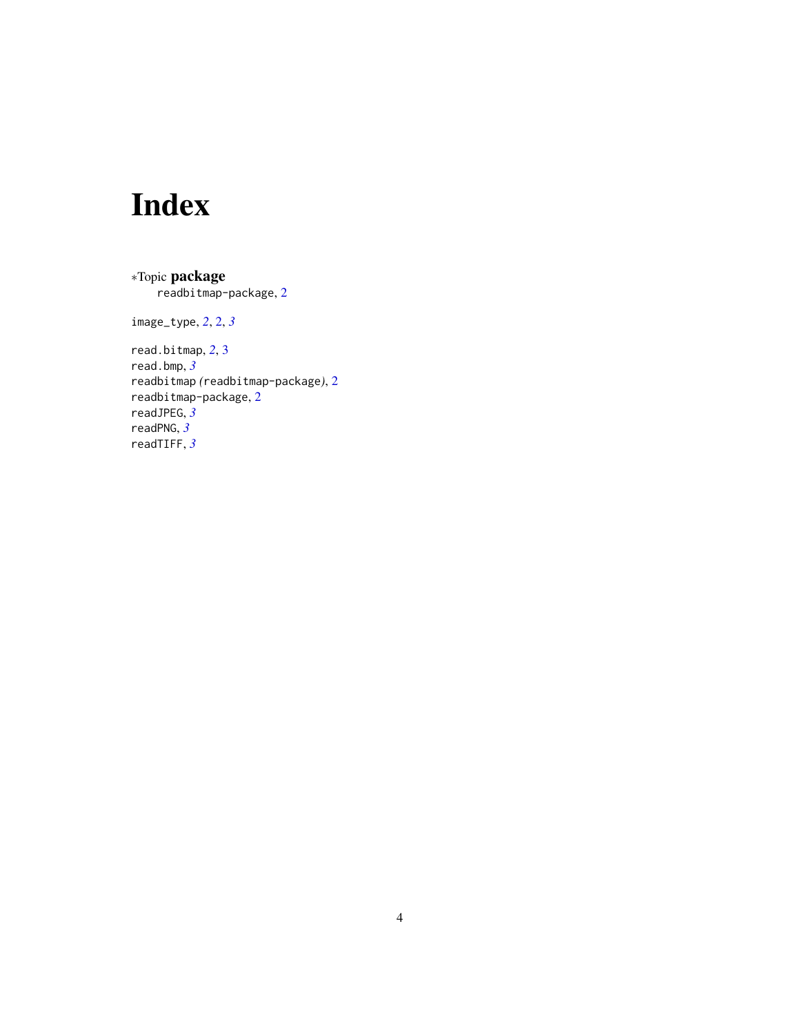# Index

∗Topic **package**
    readbitmap-package, 2

image_type, *2*, 2, *3*

read.bitmap, *2*, 3
read.bmp, *3*
readbitmap (readbitmap-package), 2
readbitmap-package, 2
readJPEG, *3*
readPNG, *3*
readTIFF, *3*